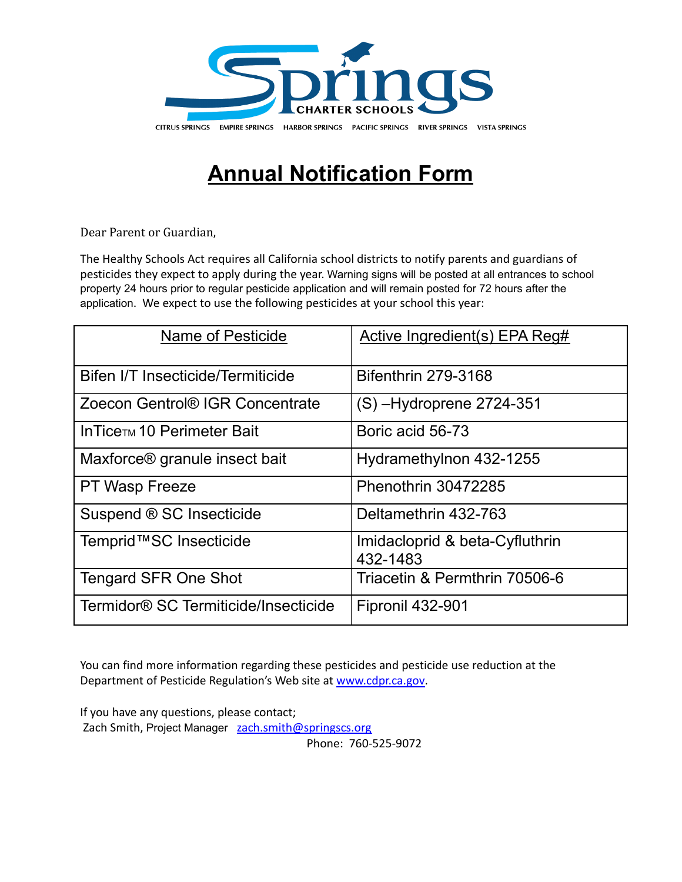Springs CHARTER SCHOOLS

CITRUS SPRINGS EMPIRE SPRINGS HARBOR SPRINGS PACIFIC SPRINGS RIVER SPRINGS VISTA SPRINGS

# Annual Notification Form

Dear Parent or Guardian,

The Healthy Schools Act requires all California school districts to notify parents and guardians of pesticides they expect to apply during the year. Warning signs will be posted at all entrances to school property 24 hours prior to regular pesticide application and will remain posted for 72 hours after the application. We expect to use the following pesticides at your school this year:

| Name of Pesticide | Active Ingredient(s) EPA Reg# |
|---|---|
| Bifen I/T Insecticide/Termiticide | Bifenthrin 279-3168 |
| Zoecon Gentrol® IGR Concentrate | (S) –Hydroprene 2724-351 |
| InTice™ 10 Perimeter Bait | Boric acid 56-73 |
| Maxforce® granule insect bait | Hydramethylnon 432-1255 |
| PT Wasp Freeze | Phenothrin 30472285 |
| Suspend ® SC Insecticide | Deltamethrin 432-763 |
| Temprid™SC Insecticide | Imidacloprid & beta-Cyfluthrin 432-1483 |
| Tengard SFR One Shot | Triacetin & Permthrin 70506-6 |
| Termidor® SC Termiticide/Insecticide | Fipronil 432-901 |

You can find more information regarding these pesticides and pesticide use reduction at the Department of Pesticide Regulation's Web site at [www.cdpr.ca.gov](http://www.cdpr.ca.gov).

If you have any questions, please contact;
Zach Smith, Project Manager [zach.smith@springscs.org](mailto:zach.smith@springscs.org)
Phone: 760-525-9072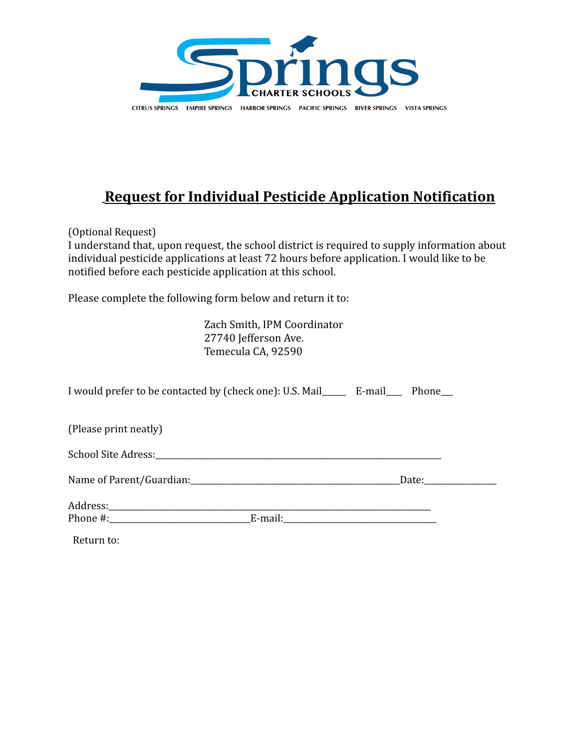Springs CHARTER SCHOOLS

CITRUS SPRINGS EMPIRE SPRINGS HARBOR SPRINGS PACIFIC SPRINGS RIVER SPRINGS VISTA SPRINGS

# Request for Individual Pesticide Application Notification

(Optional Request)
I understand that, upon request, the school district is required to supply information about individual pesticide applications at least 72 hours before application. I would like to be notified before each pesticide application at this school.

Please complete the following form below and return it to:

Zach Smith, IPM Coordinator
27740 Jefferson Ave.
Temecula CA, 92590

I would prefer to be contacted by (check one): U.S. Mail_____ E-mail____ Phone___

(Please print neatly)

School Site Adress:____________________________________________________________________

Name of Parent/Guardian:______________________________________________Date:________________

Address:______________________________________________________________________
Phone #:_______________________________E-mail:__________________________________

Return to: